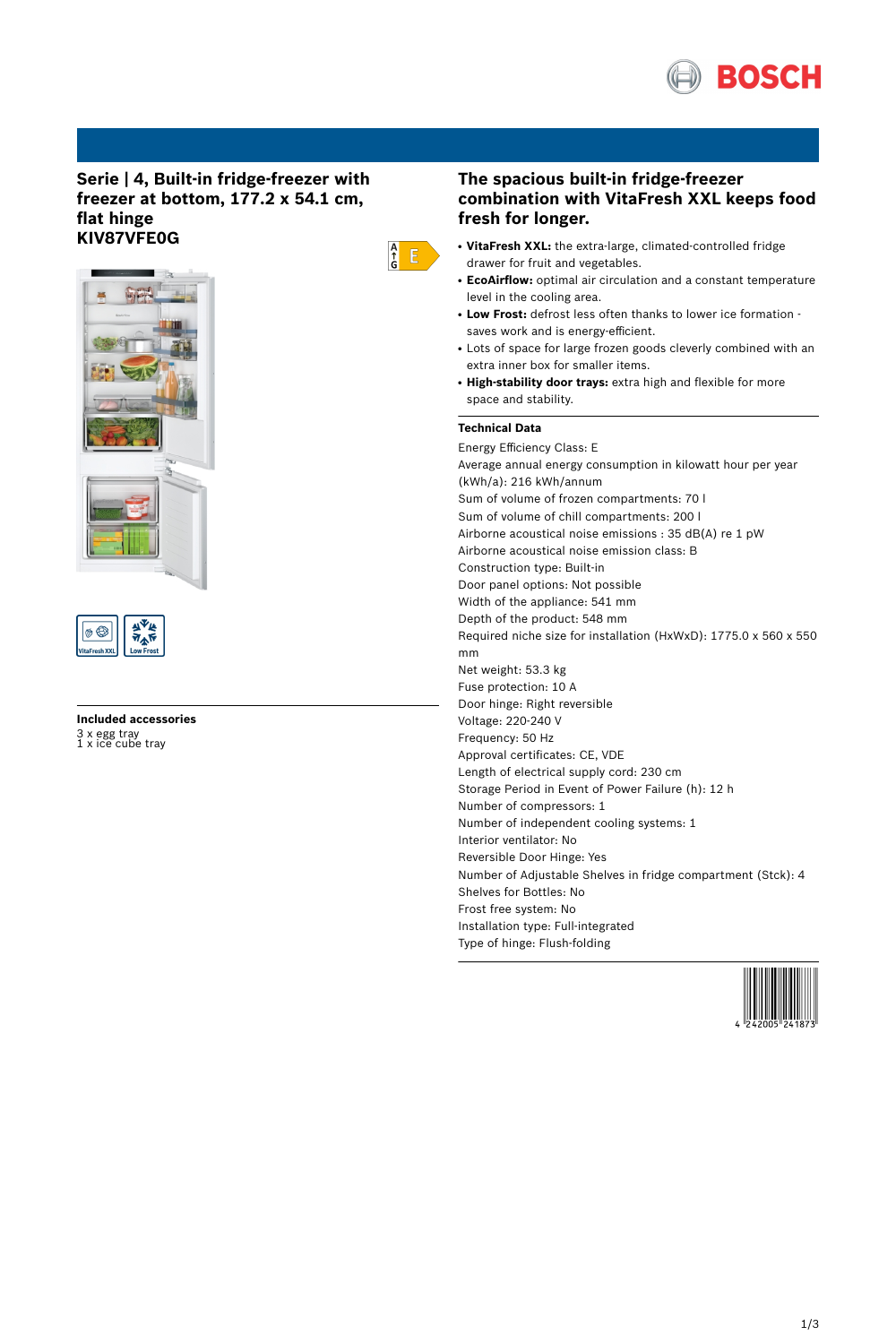**BOSCH**

## Serie | 4, Built-in fridge-freezer with freezer at bottom, 177.2 x 54.1 cm, flat hinge
## KIV87VFE0G

E

VitaFresh XXL | Low Frost

### Included accessories

3 x egg tray
1 x ice cube tray

## The spacious built-in fridge-freezer combination with VitaFresh XXL keeps food fresh for longer.

- **VitaFresh XXL:** the extra-large, climated-controlled fridge drawer for fruit and vegetables.
- **EcoAirflow:** optimal air circulation and a constant temperature level in the cooling area.
- **Low Frost:** defrost less often thanks to lower ice formation - saves work and is energy-efficient.
- Lots of space for large frozen goods cleverly combined with an extra inner box for smaller items.
- **High-stability door trays:** extra high and flexible for more space and stability.

### Technical Data

Energy Efficiency Class: E
Average annual energy consumption in kilowatt hour per year (kWh/a): 216 kWh/annum
Sum of volume of frozen compartments: 70 l
Sum of volume of chill compartments: 200 l
Airborne acoustical noise emissions : 35 dB(A) re 1 pW
Airborne acoustical noise emission class: B
Construction type: Built-in
Door panel options: Not possible
Width of the appliance: 541 mm
Depth of the product: 548 mm
Required niche size for installation (HxWxD): 1775.0 x 560 x 550 mm
Net weight: 53.3 kg
Fuse protection: 10 A
Door hinge: Right reversible
Voltage: 220-240 V
Frequency: 50 Hz
Approval certificates: CE, VDE
Length of electrical supply cord: 230 cm
Storage Period in Event of Power Failure (h): 12 h
Number of compressors: 1
Number of independent cooling systems: 1
Interior ventilator: No
Reversible Door Hinge: Yes
Number of Adjustable Shelves in fridge compartment (Stck): 4
Shelves for Bottles: No
Frost free system: No
Installation type: Full-integrated
Type of hinge: Flush-folding

4 242005 241873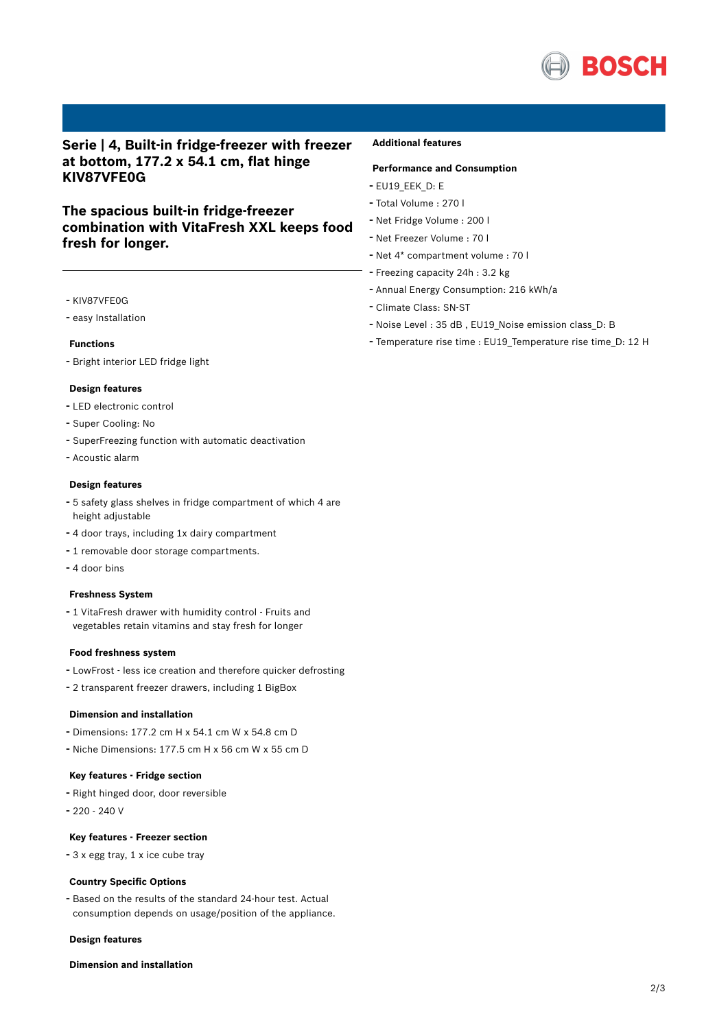## Serie | 4, Built-in fridge-freezer with freezer at bottom, 177.2 x 54.1 cm, flat hinge KIV87VFE0G

## The spacious built-in fridge-freezer combination with VitaFresh XXL keeps food fresh for longer.

- KIV87VFE0G
- easy Installation

### Functions

- Bright interior LED fridge light

### Design features

- LED electronic control
- Super Cooling: No
- SuperFreezing function with automatic deactivation
- Acoustic alarm

### Design features

- 5 safety glass shelves in fridge compartment of which 4 are height adjustable
- 4 door trays, including 1x dairy compartment
- 1 removable door storage compartments.
- 4 door bins

### Freshness System

- 1 VitaFresh drawer with humidity control - Fruits and vegetables retain vitamins and stay fresh for longer

### Food freshness system

- LowFrost - less ice creation and therefore quicker defrosting
- 2 transparent freezer drawers, including 1 BigBox

### Dimension and installation

- Dimensions: 177.2 cm H x 54.1 cm W x 54.8 cm D
- Niche Dimensions: 177.5 cm H x 56 cm W x 55 cm D

### Key features - Fridge section

- Right hinged door, door reversible
- 220 - 240 V

### Key features - Freezer section

- 3 x egg tray, 1 x ice cube tray

### Country Specific Options

- Based on the results of the standard 24-hour test. Actual consumption depends on usage/position of the appliance.

### Design features

### Dimension and installation

### Additional features

### Performance and Consumption

- EU19_EEK_D: E
- Total Volume : 270 l
- Net Fridge Volume : 200 l
- Net Freezer Volume : 70 l
- Net 4* compartment volume : 70 l
- Freezing capacity 24h : 3.2 kg
- Annual Energy Consumption: 216 kWh/a
- Climate Class: SN-ST
- Noise Level : 35 dB , EU19_Noise emission class_D: B
- Temperature rise time : EU19_Temperature rise time_D: 12 H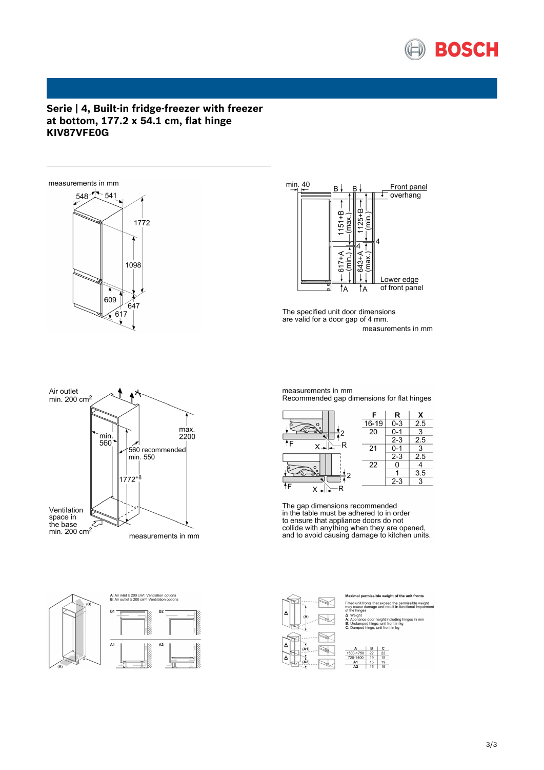# Serie | 4, Built-in fridge-freezer with freezer at bottom, 177.2 x 54.1 cm, flat hinge KIV87VFE0G

measurements in mm

548 541 1772 1098 609 647 617

min. 40 B B Front panel overhang

1151+B (max.) 1125+B (min.) 4 4 617+A (min.) 643+A (max.) A A Lower edge of front panel

The specified unit door dimensions are valid for a door gap of 4 mm.

measurements in mm

Air outlet min. 200 cm²

min. 560 max. 2200 560 recommended min. 550 1772⁺⁸

Ventilation space in the base min. 200 cm²

measurements in mm

measurements in mm
Recommended gap dimensions for flat hinges

2 F X R 2 F X R

| F | R | X |
|---|---|---|
| 16-19 | 0-3 | 2.5 |
| 20 | 0-1 | 3 |
| | 2-3 | 2.5 |
| 21 | 0-1 | 3 |
| | 2-3 | 2.5 |
| 22 | 0 | 4 |
| | 1 | 3.5 |
| | 2-3 | 3 |

The gap dimensions recommended in the table must be adhered to in order to ensure that appliance doors do not collide with anything when they are opened, and to avoid causing damage to kitchen units.

A: Air inlet ≥ 200 cm²; Ventilation options
B: Air outlet ≥ 200 cm²; Ventilation options

(B) (A) B1 B2 A1 A2

**Maximal permissible weight of the unit fronts**

Fitted unit fronts that exceed the permissible weight may cause damage and result in functional impairment of the hinges
Weight
A: Appliance door height including hinges in mm
B: Undamped hinge, unit front in kg
C: Damped hinge, unit front in kg

(A) (A1) (A2)

| A | B | C |
|---|---|---|
| 1500-1750 | 22 | 22 |
| 720-1400 | 19 | 19 |
| A1 | 15 | 19 |
| A2 | 15 | 19 |